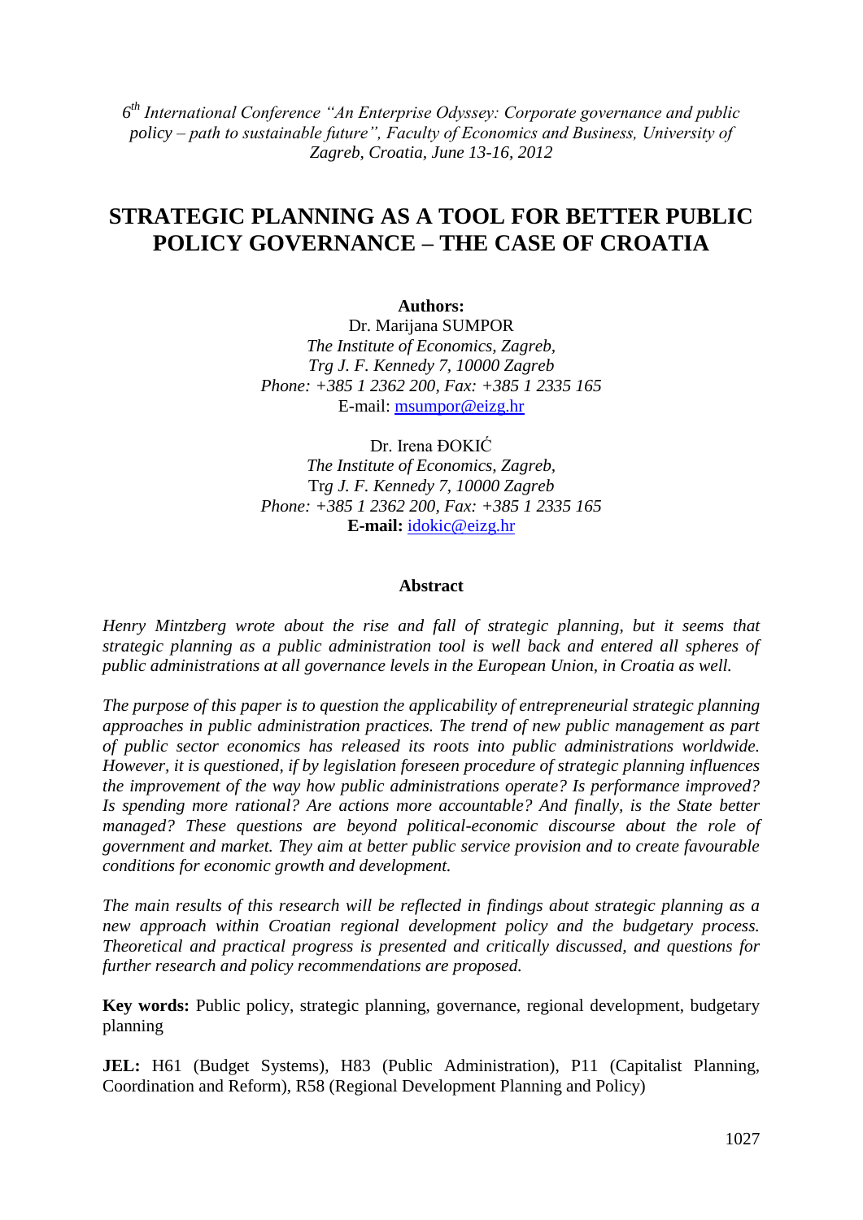*6th International Conference "An Enterprise Odyssey: Corporate governance and public policy – path to sustainable future", Faculty of Economics and Business, University of Zagreb, Croatia, June 13-16, 2012*

# STRATEGIC PLANNING AS A TOOL FOR BETTER PUBLIC POLICY GOVERNANCE – THE CASE OF CROATIA

**Authors:**

Dr. Marijana SUMPOR
*The Institute of Economics, Zagreb,*
*Trg J. F. Kennedy 7, 10000 Zagreb*
*Phone: +385 1 2362 200, Fax: +385 1 2335 165*
E-mail: msumpor@eizg.hr

Dr. Irena ĐOKIĆ
*The Institute of Economics, Zagreb,*
Trg *J. F. Kennedy 7, 10000 Zagreb*
*Phone: +385 1 2362 200, Fax: +385 1 2335 165*
**E-mail:** idokic@eizg.hr

**Abstract**

*Henry Mintzberg wrote about the rise and fall of strategic planning, but it seems that strategic planning as a public administration tool is well back and entered all spheres of public administrations at all governance levels in the European Union, in Croatia as well.*

*The purpose of this paper is to question the applicability of entrepreneurial strategic planning approaches in public administration practices. The trend of new public management as part of public sector economics has released its roots into public administrations worldwide. However, it is questioned, if by legislation foreseen procedure of strategic planning influences the improvement of the way how public administrations operate? Is performance improved? Is spending more rational? Are actions more accountable? And finally, is the State better managed? These questions are beyond political-economic discourse about the role of government and market. They aim at better public service provision and to create favourable conditions for economic growth and development.*

*The main results of this research will be reflected in findings about strategic planning as a new approach within Croatian regional development policy and the budgetary process. Theoretical and practical progress is presented and critically discussed, and questions for further research and policy recommendations are proposed.*

**Key words:** Public policy, strategic planning, governance, regional development, budgetary planning

**JEL:** H61 (Budget Systems), H83 (Public Administration), P11 (Capitalist Planning, Coordination and Reform), R58 (Regional Development Planning and Policy)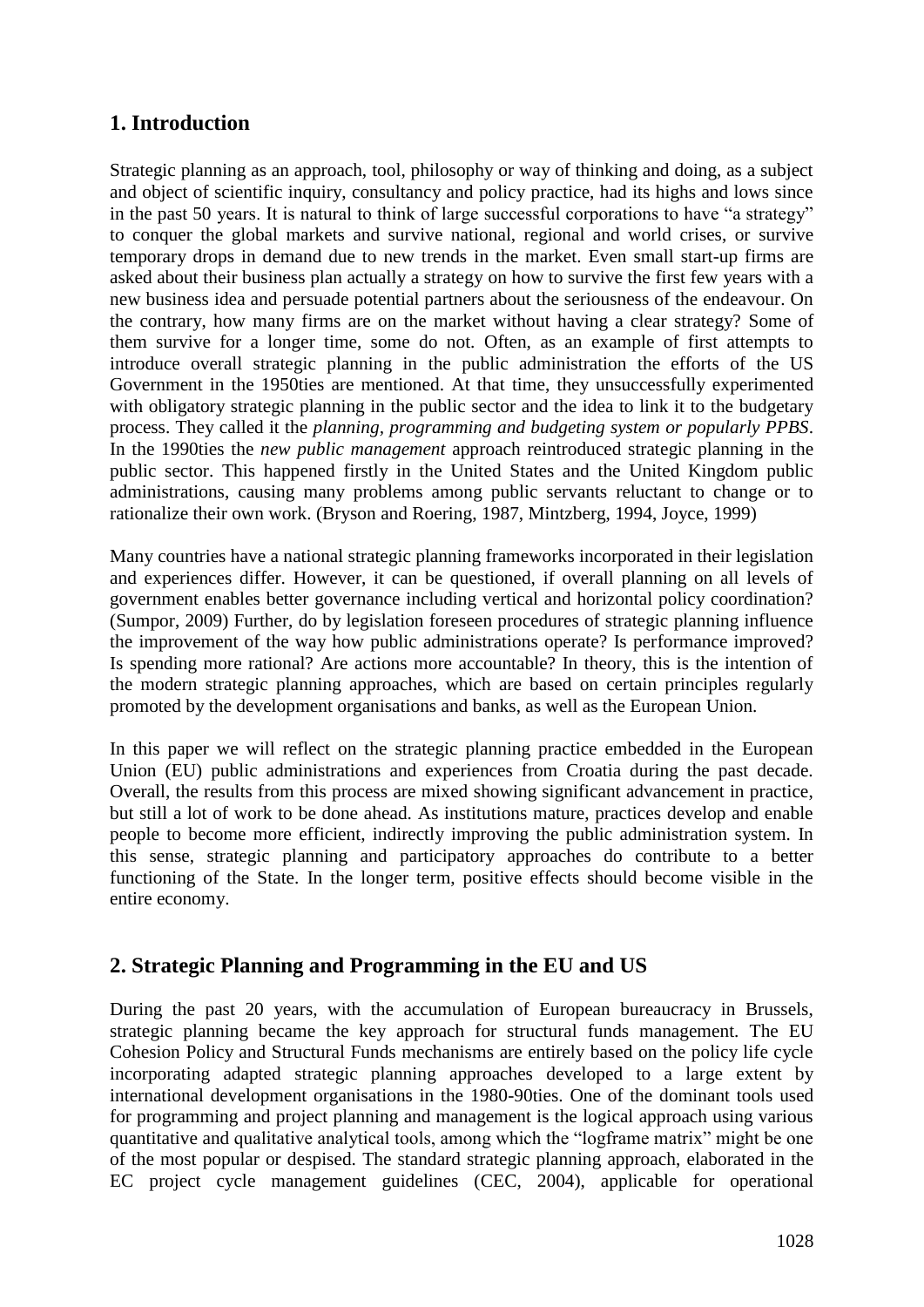## 1. Introduction

Strategic planning as an approach, tool, philosophy or way of thinking and doing, as a subject and object of scientific inquiry, consultancy and policy practice, had its highs and lows since in the past 50 years. It is natural to think of large successful corporations to have "a strategy" to conquer the global markets and survive national, regional and world crises, or survive temporary drops in demand due to new trends in the market. Even small start-up firms are asked about their business plan actually a strategy on how to survive the first few years with a new business idea and persuade potential partners about the seriousness of the endeavour. On the contrary, how many firms are on the market without having a clear strategy? Some of them survive for a longer time, some do not. Often, as an example of first attempts to introduce overall strategic planning in the public administration the efforts of the US Government in the 1950ties are mentioned. At that time, they unsuccessfully experimented with obligatory strategic planning in the public sector and the idea to link it to the budgetary process. They called it the *planning, programming and budgeting system or popularly PPBS*. In the 1990ties the *new public management* approach reintroduced strategic planning in the public sector. This happened firstly in the United States and the United Kingdom public administrations, causing many problems among public servants reluctant to change or to rationalize their own work. (Bryson and Roering, 1987, Mintzberg, 1994, Joyce, 1999)

Many countries have a national strategic planning frameworks incorporated in their legislation and experiences differ. However, it can be questioned, if overall planning on all levels of government enables better governance including vertical and horizontal policy coordination? (Sumpor, 2009) Further, do by legislation foreseen procedures of strategic planning influence the improvement of the way how public administrations operate? Is performance improved? Is spending more rational? Are actions more accountable? In theory, this is the intention of the modern strategic planning approaches, which are based on certain principles regularly promoted by the development organisations and banks, as well as the European Union.

In this paper we will reflect on the strategic planning practice embedded in the European Union (EU) public administrations and experiences from Croatia during the past decade. Overall, the results from this process are mixed showing significant advancement in practice, but still a lot of work to be done ahead. As institutions mature, practices develop and enable people to become more efficient, indirectly improving the public administration system. In this sense, strategic planning and participatory approaches do contribute to a better functioning of the State. In the longer term, positive effects should become visible in the entire economy.

## 2. Strategic Planning and Programming in the EU and US

During the past 20 years, with the accumulation of European bureaucracy in Brussels, strategic planning became the key approach for structural funds management. The EU Cohesion Policy and Structural Funds mechanisms are entirely based on the policy life cycle incorporating adapted strategic planning approaches developed to a large extent by international development organisations in the 1980-90ties. One of the dominant tools used for programming and project planning and management is the logical approach using various quantitative and qualitative analytical tools, among which the "logframe matrix" might be one of the most popular or despised. The standard strategic planning approach, elaborated in the EC project cycle management guidelines (CEC, 2004), applicable for operational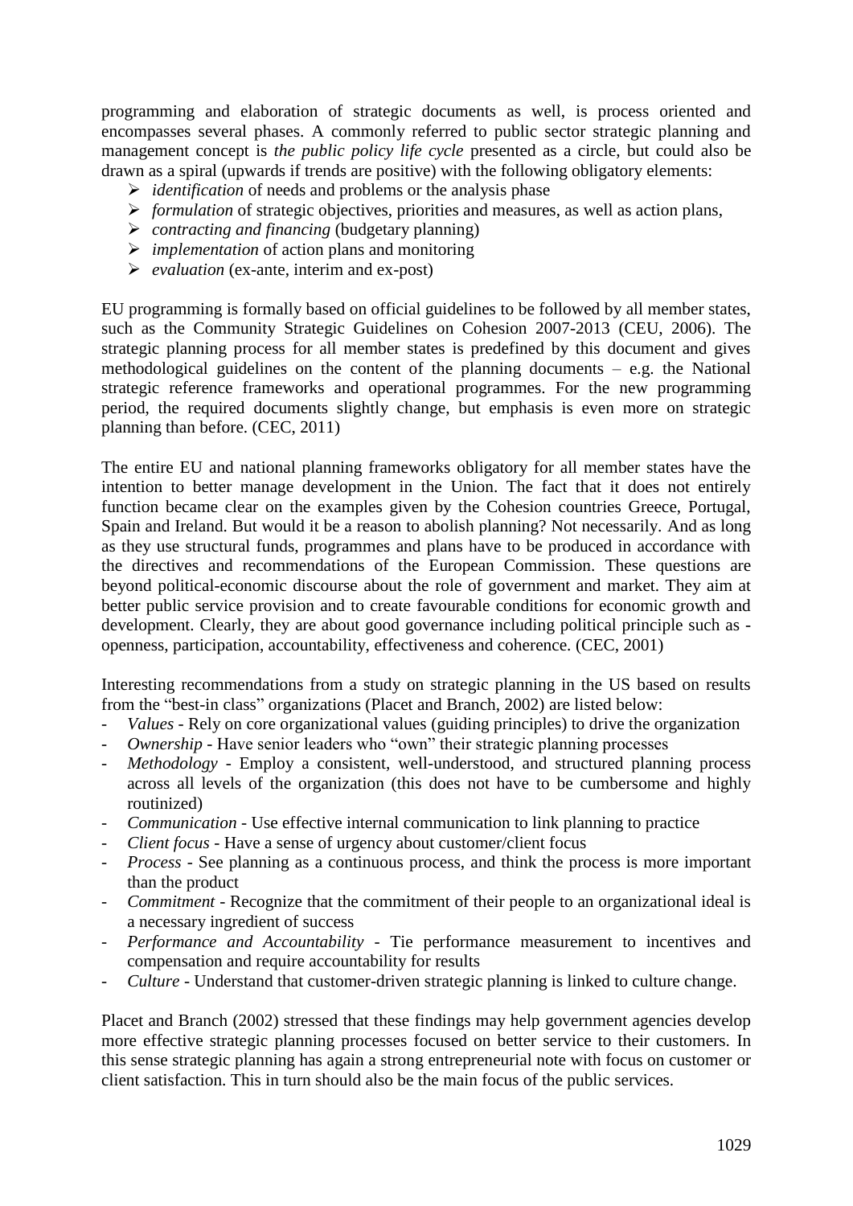programming and elaboration of strategic documents as well, is process oriented and encompasses several phases. A commonly referred to public sector strategic planning and management concept is *the public policy life cycle* presented as a circle, but could also be drawn as a spiral (upwards if trends are positive) with the following obligatory elements:

- *identification* of needs and problems or the analysis phase
- *formulation* of strategic objectives, priorities and measures, as well as action plans,
- *contracting and financing* (budgetary planning)
- *implementation* of action plans and monitoring
- *evaluation* (ex-ante, interim and ex-post)

EU programming is formally based on official guidelines to be followed by all member states, such as the Community Strategic Guidelines on Cohesion 2007-2013 (CEU, 2006). The strategic planning process for all member states is predefined by this document and gives methodological guidelines on the content of the planning documents – e.g. the National strategic reference frameworks and operational programmes. For the new programming period, the required documents slightly change, but emphasis is even more on strategic planning than before. (CEC, 2011)

The entire EU and national planning frameworks obligatory for all member states have the intention to better manage development in the Union. The fact that it does not entirely function became clear on the examples given by the Cohesion countries Greece, Portugal, Spain and Ireland. But would it be a reason to abolish planning? Not necessarily. And as long as they use structural funds, programmes and plans have to be produced in accordance with the directives and recommendations of the European Commission. These questions are beyond political-economic discourse about the role of government and market. They aim at better public service provision and to create favourable conditions for economic growth and development. Clearly, they are about good governance including political principle such as - openness, participation, accountability, effectiveness and coherence. (CEC, 2001)

Interesting recommendations from a study on strategic planning in the US based on results from the "best-in class" organizations (Placet and Branch, 2002) are listed below:

- *Values* - Rely on core organizational values (guiding principles) to drive the organization
- *Ownership* - Have senior leaders who "own" their strategic planning processes
- *Methodology* - Employ a consistent, well-understood, and structured planning process across all levels of the organization (this does not have to be cumbersome and highly routinized)
- *Communication* - Use effective internal communication to link planning to practice
- *Client focus* - Have a sense of urgency about customer/client focus
- *Process* - See planning as a continuous process, and think the process is more important than the product
- *Commitment* - Recognize that the commitment of their people to an organizational ideal is a necessary ingredient of success
- *Performance and Accountability* - Tie performance measurement to incentives and compensation and require accountability for results
- *Culture* - Understand that customer-driven strategic planning is linked to culture change.

Placet and Branch (2002) stressed that these findings may help government agencies develop more effective strategic planning processes focused on better service to their customers. In this sense strategic planning has again a strong entrepreneurial note with focus on customer or client satisfaction. This in turn should also be the main focus of the public services.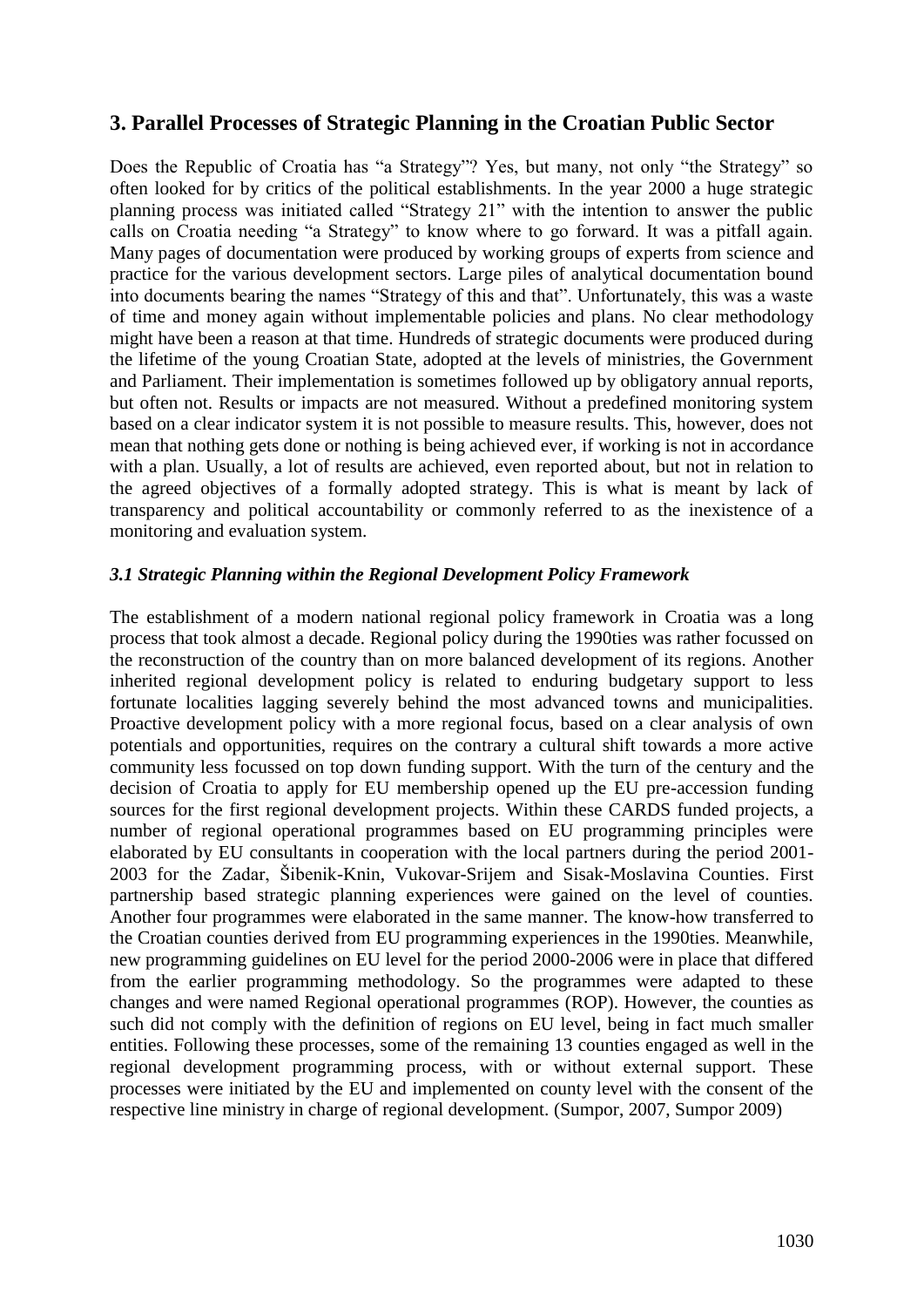## 3. Parallel Processes of Strategic Planning in the Croatian Public Sector

Does the Republic of Croatia has "a Strategy"? Yes, but many, not only "the Strategy" so often looked for by critics of the political establishments. In the year 2000 a huge strategic planning process was initiated called "Strategy 21" with the intention to answer the public calls on Croatia needing "a Strategy" to know where to go forward. It was a pitfall again. Many pages of documentation were produced by working groups of experts from science and practice for the various development sectors. Large piles of analytical documentation bound into documents bearing the names "Strategy of this and that". Unfortunately, this was a waste of time and money again without implementable policies and plans. No clear methodology might have been a reason at that time. Hundreds of strategic documents were produced during the lifetime of the young Croatian State, adopted at the levels of ministries, the Government and Parliament. Their implementation is sometimes followed up by obligatory annual reports, but often not. Results or impacts are not measured. Without a predefined monitoring system based on a clear indicator system it is not possible to measure results. This, however, does not mean that nothing gets done or nothing is being achieved ever, if working is not in accordance with a plan. Usually, a lot of results are achieved, even reported about, but not in relation to the agreed objectives of a formally adopted strategy. This is what is meant by lack of transparency and political accountability or commonly referred to as the inexistence of a monitoring and evaluation system.

### *3.1 Strategic Planning within the Regional Development Policy Framework*

The establishment of a modern national regional policy framework in Croatia was a long process that took almost a decade. Regional policy during the 1990ties was rather focussed on the reconstruction of the country than on more balanced development of its regions. Another inherited regional development policy is related to enduring budgetary support to less fortunate localities lagging severely behind the most advanced towns and municipalities. Proactive development policy with a more regional focus, based on a clear analysis of own potentials and opportunities, requires on the contrary a cultural shift towards a more active community less focussed on top down funding support. With the turn of the century and the decision of Croatia to apply for EU membership opened up the EU pre-accession funding sources for the first regional development projects. Within these CARDS funded projects, a number of regional operational programmes based on EU programming principles were elaborated by EU consultants in cooperation with the local partners during the period 2001-2003 for the Zadar, Šibenik-Knin, Vukovar-Srijem and Sisak-Moslavina Counties. First partnership based strategic planning experiences were gained on the level of counties. Another four programmes were elaborated in the same manner. The know-how transferred to the Croatian counties derived from EU programming experiences in the 1990ties. Meanwhile, new programming guidelines on EU level for the period 2000-2006 were in place that differed from the earlier programming methodology. So the programmes were adapted to these changes and were named Regional operational programmes (ROP). However, the counties as such did not comply with the definition of regions on EU level, being in fact much smaller entities. Following these processes, some of the remaining 13 counties engaged as well in the regional development programming process, with or without external support. These processes were initiated by the EU and implemented on county level with the consent of the respective line ministry in charge of regional development. (Sumpor, 2007, Sumpor 2009)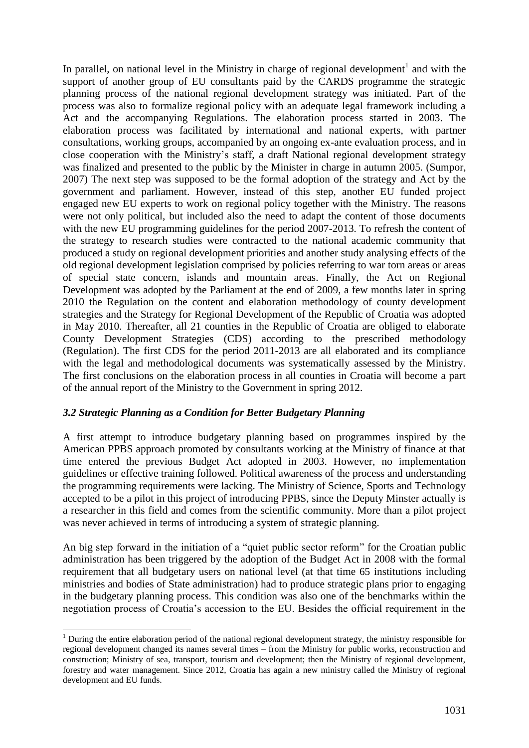In parallel, on national level in the Ministry in charge of regional development[1] and with the support of another group of EU consultants paid by the CARDS programme the strategic planning process of the national regional development strategy was initiated. Part of the process was also to formalize regional policy with an adequate legal framework including a Act and the accompanying Regulations. The elaboration process started in 2003. The elaboration process was facilitated by international and national experts, with partner consultations, working groups, accompanied by an ongoing ex-ante evaluation process, and in close cooperation with the Ministry's staff, a draft National regional development strategy was finalized and presented to the public by the Minister in charge in autumn 2005. (Sumpor, 2007) The next step was supposed to be the formal adoption of the strategy and Act by the government and parliament. However, instead of this step, another EU funded project engaged new EU experts to work on regional policy together with the Ministry. The reasons were not only political, but included also the need to adapt the content of those documents with the new EU programming guidelines for the period 2007-2013. To refresh the content of the strategy to research studies were contracted to the national academic community that produced a study on regional development priorities and another study analysing effects of the old regional development legislation comprised by policies referring to war torn areas or areas of special state concern, islands and mountain areas. Finally, the Act on Regional Development was adopted by the Parliament at the end of 2009, a few months later in spring 2010 the Regulation on the content and elaboration methodology of county development strategies and the Strategy for Regional Development of the Republic of Croatia was adopted in May 2010. Thereafter, all 21 counties in the Republic of Croatia are obliged to elaborate County Development Strategies (CDS) according to the prescribed methodology (Regulation). The first CDS for the period 2011-2013 are all elaborated and its compliance with the legal and methodological documents was systematically assessed by the Ministry. The first conclusions on the elaboration process in all counties in Croatia will become a part of the annual report of the Ministry to the Government in spring 2012.

### *3.2 Strategic Planning as a Condition for Better Budgetary Planning*

A first attempt to introduce budgetary planning based on programmes inspired by the American PPBS approach promoted by consultants working at the Ministry of finance at that time entered the previous Budget Act adopted in 2003. However, no implementation guidelines or effective training followed. Political awareness of the process and understanding the programming requirements were lacking. The Ministry of Science, Sports and Technology accepted to be a pilot in this project of introducing PPBS, since the Deputy Minster actually is a researcher in this field and comes from the scientific community. More than a pilot project was never achieved in terms of introducing a system of strategic planning.

An big step forward in the initiation of a "quiet public sector reform" for the Croatian public administration has been triggered by the adoption of the Budget Act in 2008 with the formal requirement that all budgetary users on national level (at that time 65 institutions including ministries and bodies of State administration) had to produce strategic plans prior to engaging in the budgetary planning process. This condition was also one of the benchmarks within the negotiation process of Croatia's accession to the EU. Besides the official requirement in the

[1] During the entire elaboration period of the national regional development strategy, the ministry responsible for regional development changed its names several times – from the Ministry for public works, reconstruction and construction; Ministry of sea, transport, tourism and development; then the Ministry of regional development, forestry and water management. Since 2012, Croatia has again a new ministry called the Ministry of regional development and EU funds.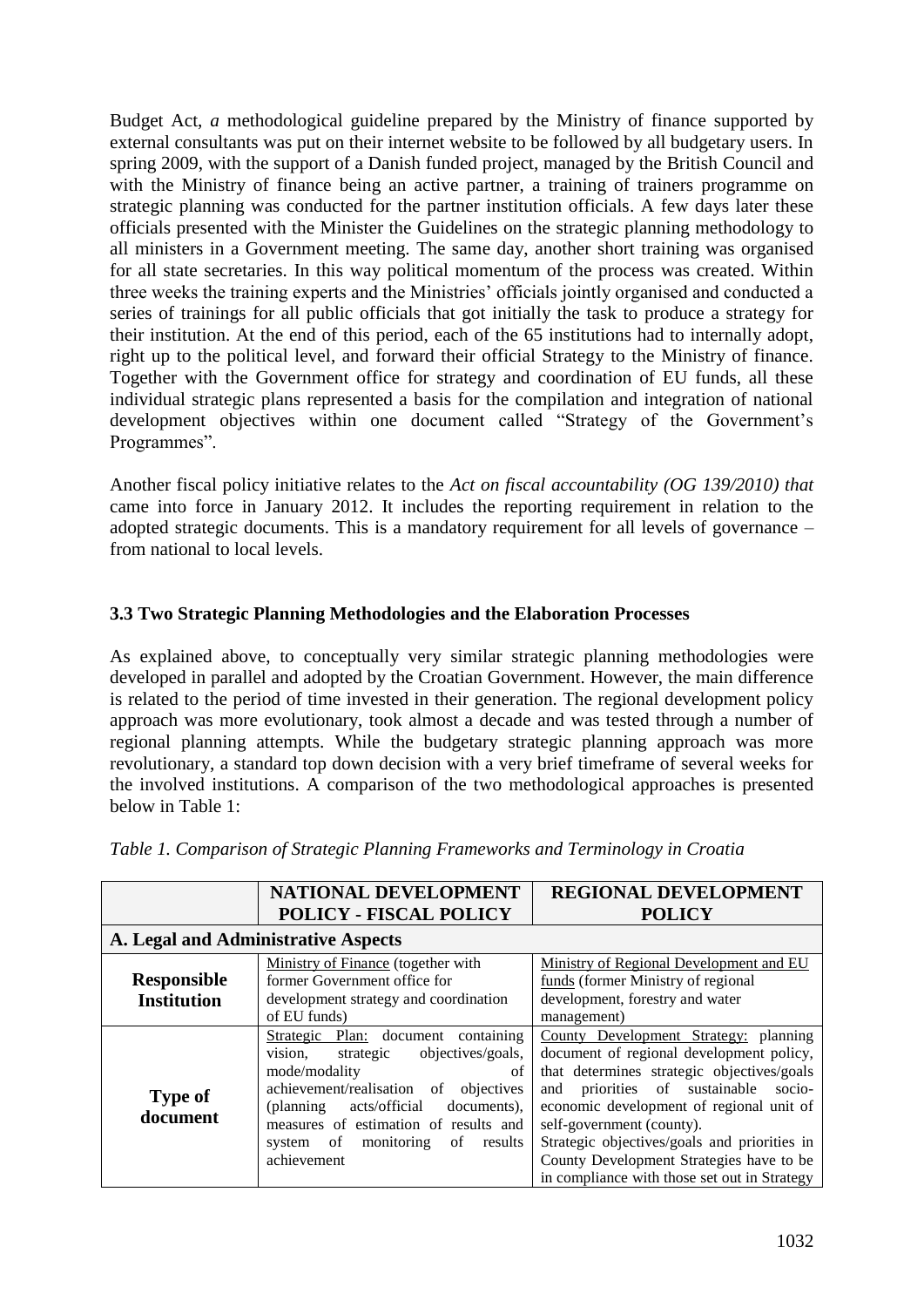Budget Act, *a* methodological guideline prepared by the Ministry of finance supported by external consultants was put on their internet website to be followed by all budgetary users. In spring 2009, with the support of a Danish funded project, managed by the British Council and with the Ministry of finance being an active partner, a training of trainers programme on strategic planning was conducted for the partner institution officials. A few days later these officials presented with the Minister the Guidelines on the strategic planning methodology to all ministers in a Government meeting. The same day, another short training was organised for all state secretaries. In this way political momentum of the process was created. Within three weeks the training experts and the Ministries' officials jointly organised and conducted a series of trainings for all public officials that got initially the task to produce a strategy for their institution. At the end of this period, each of the 65 institutions had to internally adopt, right up to the political level, and forward their official Strategy to the Ministry of finance. Together with the Government office for strategy and coordination of EU funds, all these individual strategic plans represented a basis for the compilation and integration of national development objectives within one document called "Strategy of the Government's Programmes".

Another fiscal policy initiative relates to the *Act on fiscal accountability (OG 139/2010) that* came into force in January 2012. It includes the reporting requirement in relation to the adopted strategic documents. This is a mandatory requirement for all levels of governance – from national to local levels.

### 3.3 Two Strategic Planning Methodologies and the Elaboration Processes

As explained above, to conceptually very similar strategic planning methodologies were developed in parallel and adopted by the Croatian Government. However, the main difference is related to the period of time invested in their generation. The regional development policy approach was more evolutionary, took almost a decade and was tested through a number of regional planning attempts. While the budgetary strategic planning approach was more revolutionary, a standard top down decision with a very brief timeframe of several weeks for the involved institutions. A comparison of the two methodological approaches is presented below in Table 1:

*Table 1. Comparison of Strategic Planning Frameworks and Terminology in Croatia*

| | **NATIONAL DEVELOPMENT POLICY - FISCAL POLICY** | **REGIONAL DEVELOPMENT POLICY** |
|---|---|---|
| **A. Legal and Administrative Aspects** | | |
| **Responsible Institution** | Ministry of Finance (together with former Government office for development strategy and coordination of EU funds) | Ministry of Regional Development and EU funds (former Ministry of regional development, forestry and water management) |
| **Type of document** | Strategic Plan: document containing vision, strategic objectives/goals, mode/modality of achievement/realisation of objectives (planning acts/official documents), measures of estimation of results and system of monitoring of results achievement | County Development Strategy: planning document of regional development policy, that determines strategic objectives/goals and priorities of sustainable socio-economic development of regional unit of self-government (county). Strategic objectives/goals and priorities in County Development Strategies have to be in compliance with those set out in Strategy |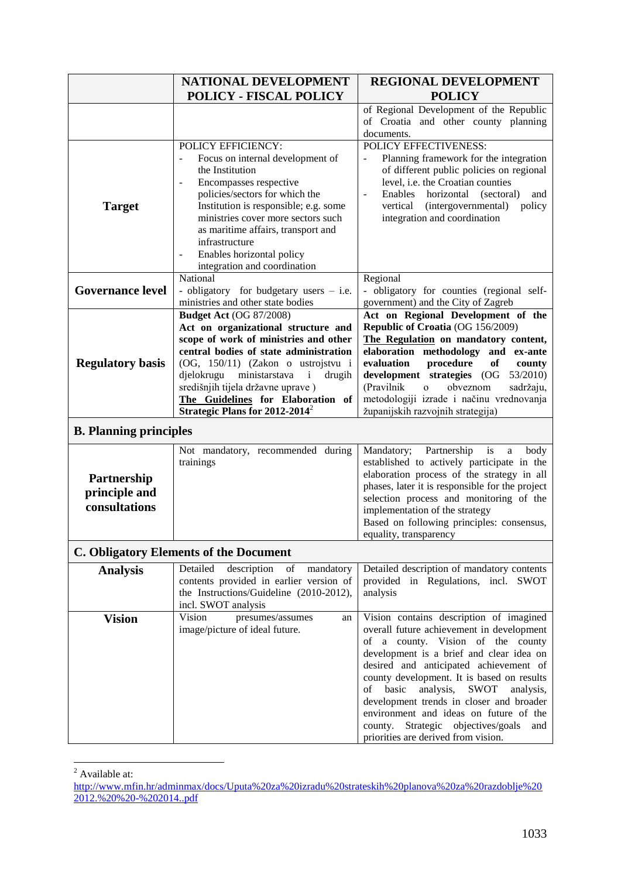| | NATIONAL DEVELOPMENT POLICY - FISCAL POLICY | REGIONAL DEVELOPMENT POLICY |
|---|---|---|
| | | of Regional Development of the Republic of Croatia and other county planning documents. |
| **Target** | POLICY EFFICIENCY:<br>- Focus on internal development of the Institution<br>- Encompasses respective policies/sectors for which the Institution is responsible; e.g. some ministries cover more sectors such as maritime affairs, transport and infrastructure<br>- Enables horizontal policy integration and coordination | POLICY EFFECTIVENESS:<br>- Planning framework for the integration of different public policies on regional level, i.e. the Croatian counties<br>- Enables horizontal (sectoral) and vertical (intergovernmental) policy integration and coordination |
| **Governance level** | National<br>- obligatory for budgetary users – i.e. ministries and other state bodies | Regional<br>- obligatory for counties (regional self-government) and the City of Zagreb |
| **Regulatory basis** | **Budget Act** (OG 87/2008)<br>**Act on organizational structure and scope of work of ministries and other central bodies of state administration** (OG, 150/11) (Zakon o ustrojstvu i djelokrugu ministarstava i drugih središnjih tijela državne uprave )<br>**The Guidelines for Elaboration of Strategic Plans for 2012-2014**[2] | **Act on Regional Development of the Republic of Croatia** (OG 156/2009)<br>**The Regulation on mandatory content, elaboration methodology and ex-ante evaluation procedure of county development strategies** (OG 53/2010) (Pravilnik o obveznom sadržaju, metodologiji izrade i načinu vrednovanja županijskih razvojnih strategija) |
| **B. Planning principles** | | |
| **Partnership principle and consultations** | Not mandatory, recommended during trainings | Mandatory; Partnership is a body established to actively participate in the elaboration process of the strategy in all phases, later it is responsible for the project selection process and monitoring of the implementation of the strategy<br>Based on following principles: consensus, equality, transparency |
| **C. Obligatory Elements of the Document** | | |
| **Analysis** | Detailed description of mandatory contents provided in earlier version of the Instructions/Guideline (2010-2012), incl. SWOT analysis | Detailed description of mandatory contents provided in Regulations, incl. SWOT analysis |
| **Vision** | Vision presumes/assumes an image/picture of ideal future. | Vision contains description of imagined overall future achievement in development of a county. Vision of the county development is a brief and clear idea on desired and anticipated achievement of county development. It is based on results of basic analysis, SWOT analysis, development trends in closer and broader environment and ideas on future of the county. Strategic objectives/goals and priorities are derived from vision. |

[2] Available at: http://www.mfin.hr/adminmax/docs/Uputa%20za%20izradu%20strateskih%20planova%20za%20razdoblje%202012.%20%20-%202014..pdf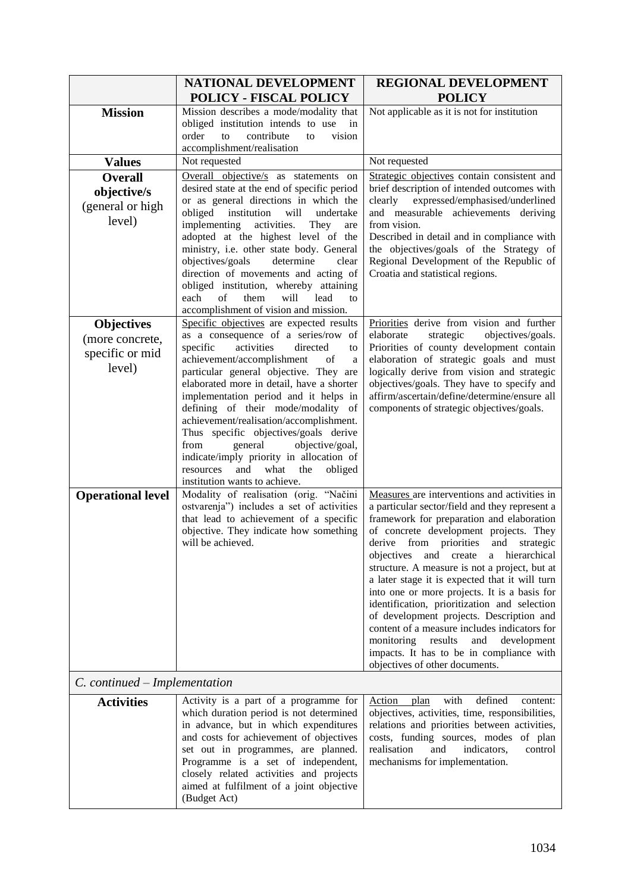| | NATIONAL DEVELOPMENT POLICY - FISCAL POLICY | REGIONAL DEVELOPMENT POLICY |
|---|---|---|
| **Mission** | Mission describes a mode/modality that obliged institution intends to use in order to contribute to vision accomplishment/realisation | Not applicable as it is not for institution |
| **Values** | Not requested | Not requested |
| **Overall objective/s** (general or high level) | Overall objective/s as statements on desired state at the end of specific period or as general directions in which the obliged institution will undertake implementing activities. They are adopted at the highest level of the ministry, i.e. other state body. General objectives/goals determine clear direction of movements and acting of obliged institution, whereby attaining each of them will lead to accomplishment of vision and mission. | Strategic objectives contain consistent and brief description of intended outcomes with clearly expressed/emphasised/underlined and measurable achievements deriving from vision. Described in detail and in compliance with the objectives/goals of the Strategy of Regional Development of the Republic of Croatia and statistical regions. |
| **Objectives** (more concrete, specific or mid level) | Specific objectives are expected results as a consequence of a series/row of specific activities directed to achievement/accomplishment of a particular general objective. They are elaborated more in detail, have a shorter implementation period and it helps in defining of their mode/modality of achievement/realisation/accomplishment. Thus specific objectives/goals derive from general objective/goal, indicate/imply priority in allocation of resources and what the obliged institution wants to achieve. | Priorities derive from vision and further elaborate strategic objectives/goals. Priorities of county development contain elaboration of strategic goals and must logically derive from vision and strategic objectives/goals. They have to specify and affirm/ascertain/define/determine/ensure all components of strategic objectives/goals. |
| **Operational level** | Modality of realisation (orig. "Načini ostvarenja") includes a set of activities that lead to achievement of a specific objective. They indicate how something will be achieved. | Measures are interventions and activities in a particular sector/field and they represent a framework for preparation and elaboration of concrete development projects. They derive from priorities and strategic objectives and create a hierarchical structure. A measure is not a project, but at a later stage it is expected that it will turn into one or more projects. It is a basis for identification, prioritization and selection of development projects. Description and content of a measure includes indicators for monitoring results and development impacts. It has to be in compliance with objectives of other documents. |
| *C. continued – Implementation* | | |
| **Activities** | Activity is a part of a programme for which duration period is not determined in advance, but in which expenditures and costs for achievement of objectives set out in programmes, are planned. Programme is a set of independent, closely related activities and projects aimed at fulfilment of a joint objective (Budget Act) | Action plan with defined content: objectives, activities, time, responsibilities, relations and priorities between activities, costs, funding sources, modes of plan realisation and indicators, control mechanisms for implementation. |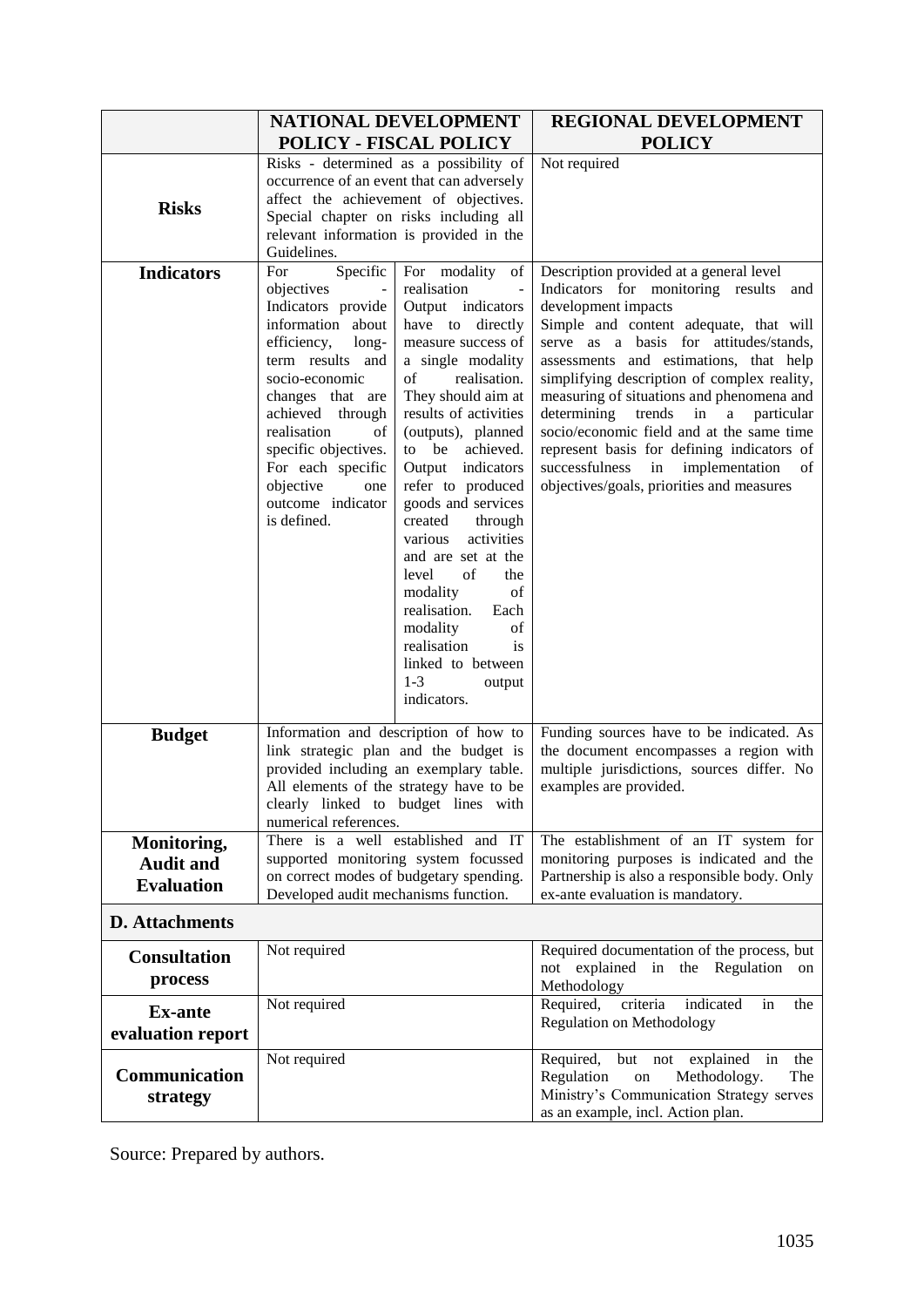| | NATIONAL DEVELOPMENT POLICY - FISCAL POLICY | | REGIONAL DEVELOPMENT POLICY |
|---|---|---|---|
| **Risks** | Risks - determined as a possibility of occurrence of an event that can adversely affect the achievement of objectives. Special chapter on risks including all relevant information is provided in the Guidelines. | | Not required |
| **Indicators** | For Specific objectives - Indicators provide information about efficiency, long-term results and socio-economic changes that are achieved through realisation of specific objectives. For each specific objective one outcome indicator is defined. | For modality of realisation - Output indicators have to directly measure success of a single modality of realisation. They should aim at results of activities (outputs), planned to be achieved. Output indicators refer to produced goods and services created through various activities and are set at the level of the modality of realisation. Each modality of realisation is linked to between 1-3 output indicators. | Description provided at a general level Indicators for monitoring results and development impacts Simple and content adequate, that will serve as a basis for attitudes/stands, assessments and estimations, that help simplifying description of complex reality, measuring of situations and phenomena and determining trends in a particular socio/economic field and at the same time represent basis for defining indicators of successfulness in implementation of objectives/goals, priorities and measures |
| **Budget** | Information and description of how to link strategic plan and the budget is provided including an exemplary table. All elements of the strategy have to be clearly linked to budget lines with numerical references. | | Funding sources have to be indicated. As the document encompasses a region with multiple jurisdictions, sources differ. No examples are provided. |
| **Monitoring, Audit and Evaluation** | There is a well established and IT supported monitoring system focussed on correct modes of budgetary spending. Developed audit mechanisms function. | | The establishment of an IT system for monitoring purposes is indicated and the Partnership is also a responsible body. Only ex-ante evaluation is mandatory. |
| **D. Attachments** | | | |
| **Consultation process** | Not required | | Required documentation of the process, but not explained in the Regulation on Methodology |
| **Ex-ante evaluation report** | Not required | | Required, criteria indicated in the Regulation on Methodology |
| **Communication strategy** | Not required | | Required, but not explained in the Regulation on Methodology. The Ministry's Communication Strategy serves as an example, incl. Action plan. |

Source: Prepared by authors.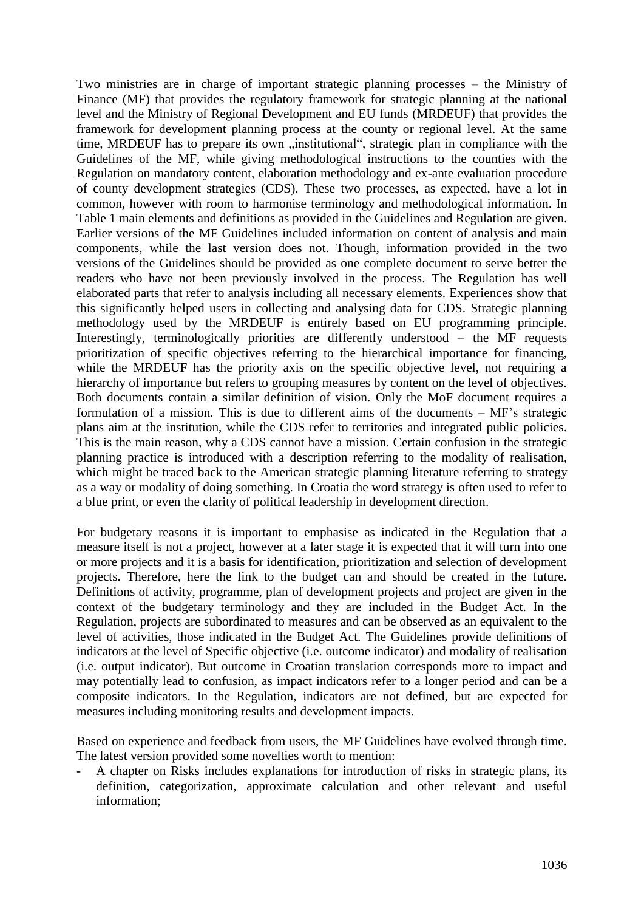Two ministries are in charge of important strategic planning processes – the Ministry of Finance (MF) that provides the regulatory framework for strategic planning at the national level and the Ministry of Regional Development and EU funds (MRDEUF) that provides the framework for development planning process at the county or regional level. At the same time, MRDEUF has to prepare its own „institutional", strategic plan in compliance with the Guidelines of the MF, while giving methodological instructions to the counties with the Regulation on mandatory content, elaboration methodology and ex-ante evaluation procedure of county development strategies (CDS). These two processes, as expected, have a lot in common, however with room to harmonise terminology and methodological information. In Table 1 main elements and definitions as provided in the Guidelines and Regulation are given. Earlier versions of the MF Guidelines included information on content of analysis and main components, while the last version does not. Though, information provided in the two versions of the Guidelines should be provided as one complete document to serve better the readers who have not been previously involved in the process. The Regulation has well elaborated parts that refer to analysis including all necessary elements. Experiences show that this significantly helped users in collecting and analysing data for CDS. Strategic planning methodology used by the MRDEUF is entirely based on EU programming principle. Interestingly, terminologically priorities are differently understood – the MF requests prioritization of specific objectives referring to the hierarchical importance for financing, while the MRDEUF has the priority axis on the specific objective level, not requiring a hierarchy of importance but refers to grouping measures by content on the level of objectives. Both documents contain a similar definition of vision. Only the MoF document requires a formulation of a mission. This is due to different aims of the documents – MF's strategic plans aim at the institution, while the CDS refer to territories and integrated public policies. This is the main reason, why a CDS cannot have a mission. Certain confusion in the strategic planning practice is introduced with a description referring to the modality of realisation, which might be traced back to the American strategic planning literature referring to strategy as a way or modality of doing something. In Croatia the word strategy is often used to refer to a blue print, or even the clarity of political leadership in development direction.

For budgetary reasons it is important to emphasise as indicated in the Regulation that a measure itself is not a project, however at a later stage it is expected that it will turn into one or more projects and it is a basis for identification, prioritization and selection of development projects. Therefore, here the link to the budget can and should be created in the future. Definitions of activity, programme, plan of development projects and project are given in the context of the budgetary terminology and they are included in the Budget Act. In the Regulation, projects are subordinated to measures and can be observed as an equivalent to the level of activities, those indicated in the Budget Act. The Guidelines provide definitions of indicators at the level of Specific objective (i.e. outcome indicator) and modality of realisation (i.e. output indicator). But outcome in Croatian translation corresponds more to impact and may potentially lead to confusion, as impact indicators refer to a longer period and can be a composite indicators. In the Regulation, indicators are not defined, but are expected for measures including monitoring results and development impacts.

Based on experience and feedback from users, the MF Guidelines have evolved through time. The latest version provided some novelties worth to mention:

- A chapter on Risks includes explanations for introduction of risks in strategic plans, its definition, categorization, approximate calculation and other relevant and useful information;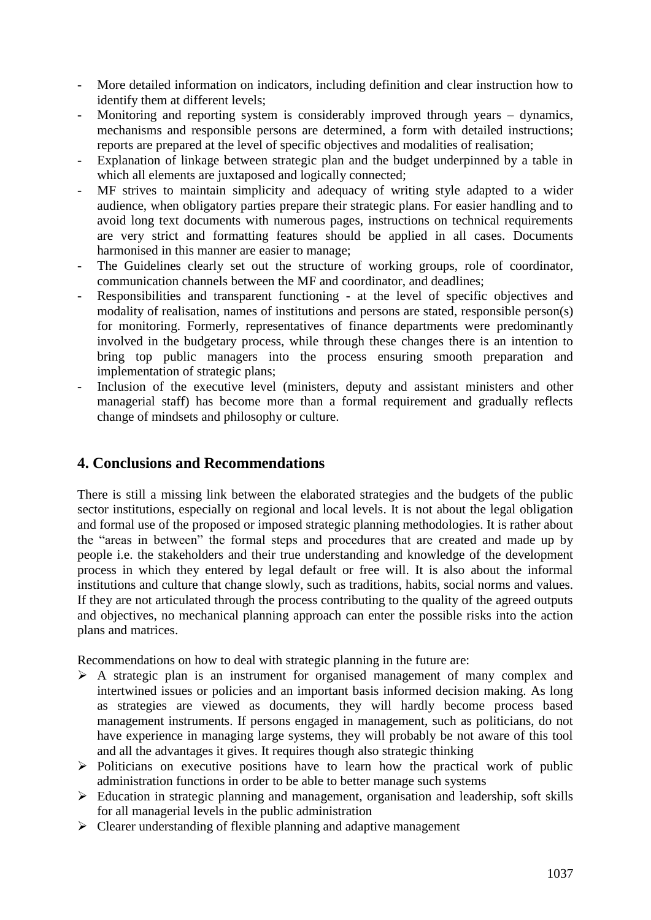- More detailed information on indicators, including definition and clear instruction how to identify them at different levels;
- Monitoring and reporting system is considerably improved through years – dynamics, mechanisms and responsible persons are determined, a form with detailed instructions; reports are prepared at the level of specific objectives and modalities of realisation;
- Explanation of linkage between strategic plan and the budget underpinned by a table in which all elements are juxtaposed and logically connected;
- MF strives to maintain simplicity and adequacy of writing style adapted to a wider audience, when obligatory parties prepare their strategic plans. For easier handling and to avoid long text documents with numerous pages, instructions on technical requirements are very strict and formatting features should be applied in all cases. Documents harmonised in this manner are easier to manage;
- The Guidelines clearly set out the structure of working groups, role of coordinator, communication channels between the MF and coordinator, and deadlines;
- Responsibilities and transparent functioning - at the level of specific objectives and modality of realisation, names of institutions and persons are stated, responsible person(s) for monitoring. Formerly, representatives of finance departments were predominantly involved in the budgetary process, while through these changes there is an intention to bring top public managers into the process ensuring smooth preparation and implementation of strategic plans;
- Inclusion of the executive level (ministers, deputy and assistant ministers and other managerial staff) has become more than a formal requirement and gradually reflects change of mindsets and philosophy or culture.

## 4. Conclusions and Recommendations

There is still a missing link between the elaborated strategies and the budgets of the public sector institutions, especially on regional and local levels. It is not about the legal obligation and formal use of the proposed or imposed strategic planning methodologies. It is rather about the "areas in between" the formal steps and procedures that are created and made up by people i.e. the stakeholders and their true understanding and knowledge of the development process in which they entered by legal default or free will. It is also about the informal institutions and culture that change slowly, such as traditions, habits, social norms and values. If they are not articulated through the process contributing to the quality of the agreed outputs and objectives, no mechanical planning approach can enter the possible risks into the action plans and matrices.

Recommendations on how to deal with strategic planning in the future are:

- A strategic plan is an instrument for organised management of many complex and intertwined issues or policies and an important basis informed decision making. As long as strategies are viewed as documents, they will hardly become process based management instruments. If persons engaged in management, such as politicians, do not have experience in managing large systems, they will probably be not aware of this tool and all the advantages it gives. It requires though also strategic thinking
- Politicians on executive positions have to learn how the practical work of public administration functions in order to be able to better manage such systems
- Education in strategic planning and management, organisation and leadership, soft skills for all managerial levels in the public administration
- Clearer understanding of flexible planning and adaptive management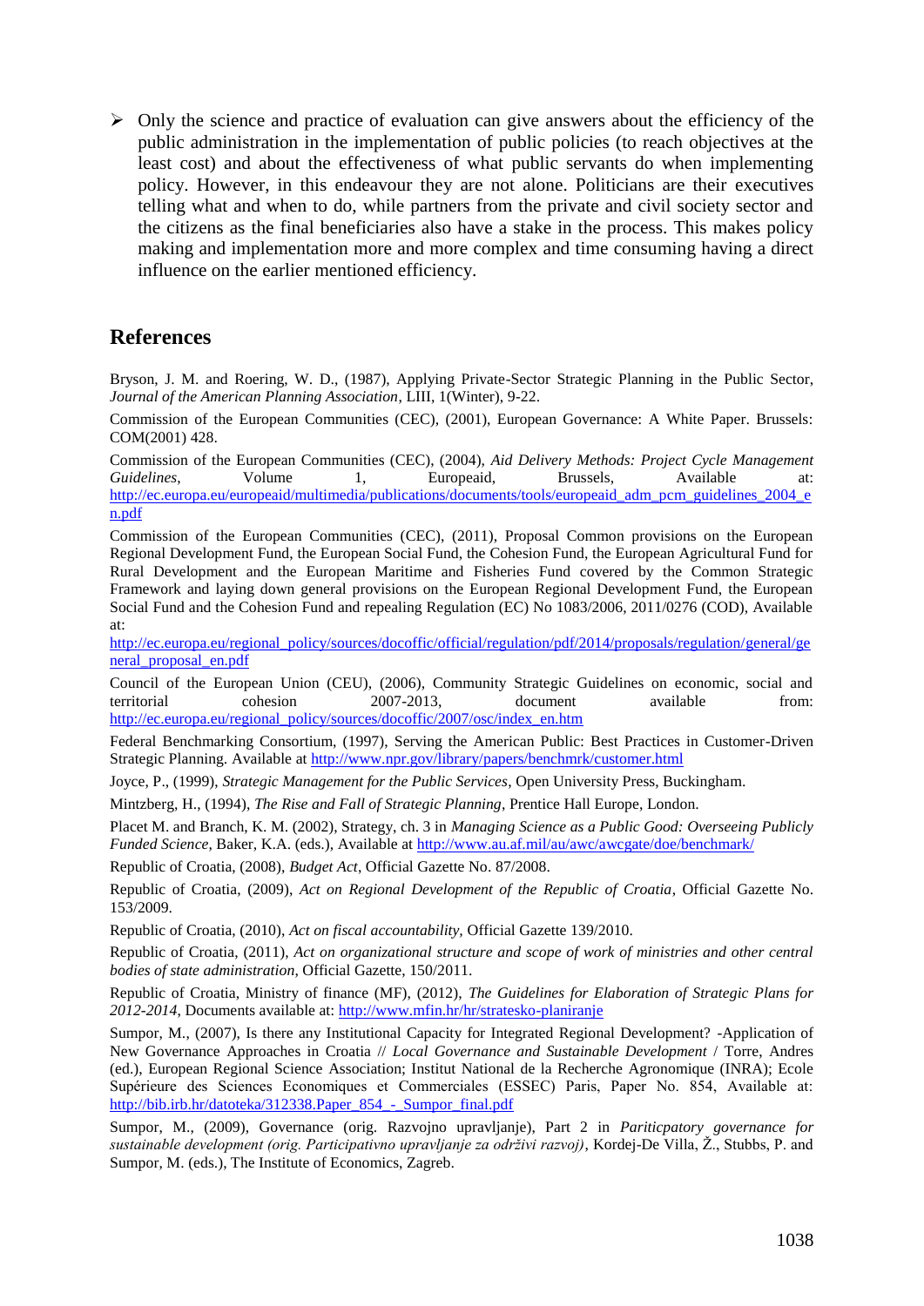- Only the science and practice of evaluation can give answers about the efficiency of the public administration in the implementation of public policies (to reach objectives at the least cost) and about the effectiveness of what public servants do when implementing policy. However, in this endeavour they are not alone. Politicians are their executives telling what and when to do, while partners from the private and civil society sector and the citizens as the final beneficiaries also have a stake in the process. This makes policy making and implementation more and more complex and time consuming having a direct influence on the earlier mentioned efficiency.

## References

Bryson, J. M. and Roering, W. D., (1987), Applying Private-Sector Strategic Planning in the Public Sector, *Journal of the American Planning Association*, LIII, 1(Winter), 9-22.

Commission of the European Communities (CEC), (2001), European Governance: A White Paper. Brussels: COM(2001) 428.

Commission of the European Communities (CEC), (2004), *Aid Delivery Methods: Project Cycle Management Guidelines*, Volume 1, Europeaid, Brussels, Available at: http://ec.europa.eu/europeaid/multimedia/publications/documents/tools/europeaid_adm_pcm_guidelines_2004_en.pdf

Commission of the European Communities (CEC), (2011), Proposal Common provisions on the European Regional Development Fund, the European Social Fund, the Cohesion Fund, the European Agricultural Fund for Rural Development and the European Maritime and Fisheries Fund covered by the Common Strategic Framework and laying down general provisions on the European Regional Development Fund, the European Social Fund and the Cohesion Fund and repealing Regulation (EC) No 1083/2006, 2011/0276 (COD), Available at: http://ec.europa.eu/regional_policy/sources/docoffic/official/regulation/pdf/2014/proposals/regulation/general/general_proposal_en.pdf

Council of the European Union (CEU), (2006), Community Strategic Guidelines on economic, social and territorial cohesion 2007-2013, document available from: http://ec.europa.eu/regional_policy/sources/docoffic/2007/osc/index_en.htm

Federal Benchmarking Consortium, (1997), Serving the American Public: Best Practices in Customer-Driven Strategic Planning. Available at http://www.npr.gov/library/papers/benchmrk/customer.html

Joyce, P., (1999), *Strategic Management for the Public Services*, Open University Press, Buckingham.

Mintzberg, H., (1994), *The Rise and Fall of Strategic Planning*, Prentice Hall Europe, London.

Placet M. and Branch, K. M. (2002), Strategy, ch. 3 in *Managing Science as a Public Good: Overseeing Publicly Funded Science*, Baker, K.A. (eds.), Available at http://www.au.af.mil/au/awc/awcgate/doe/benchmark/

Republic of Croatia, (2008), *Budget Act*, Official Gazette No. 87/2008.

Republic of Croatia, (2009), *Act on Regional Development of the Republic of Croatia*, Official Gazette No. 153/2009.

Republic of Croatia, (2010), *Act on fiscal accountability*, Official Gazette 139/2010.

Republic of Croatia, (2011), *Act on organizational structure and scope of work of ministries and other central bodies of state administration*, Official Gazette, 150/2011.

Republic of Croatia, Ministry of finance (MF), (2012), *The Guidelines for Elaboration of Strategic Plans for 2012-2014*, Documents available at: http://www.mfin.hr/hr/stratesko-planiranje

Sumpor, M., (2007), Is there any Institutional Capacity for Integrated Regional Development? -Application of New Governance Approaches in Croatia // *Local Governance and Sustainable Development* / Torre, Andres (ed.), European Regional Science Association; Institut National de la Recherche Agronomique (INRA); Ecole Supérieure des Sciences Economiques et Commerciales (ESSEC) Paris, Paper No. 854, Available at: http://bib.irb.hr/datoteka/312338.Paper_854_-_Sumpor_final.pdf

Sumpor, M., (2009), Governance (orig. Razvojno upravljanje), Part 2 in *Pariticpatory governance for sustainable development (orig. Participativno upravljanje za održivi razvoj)*, Kordej-De Villa, Ž., Stubbs, P. and Sumpor, M. (eds.), The Institute of Economics, Zagreb.